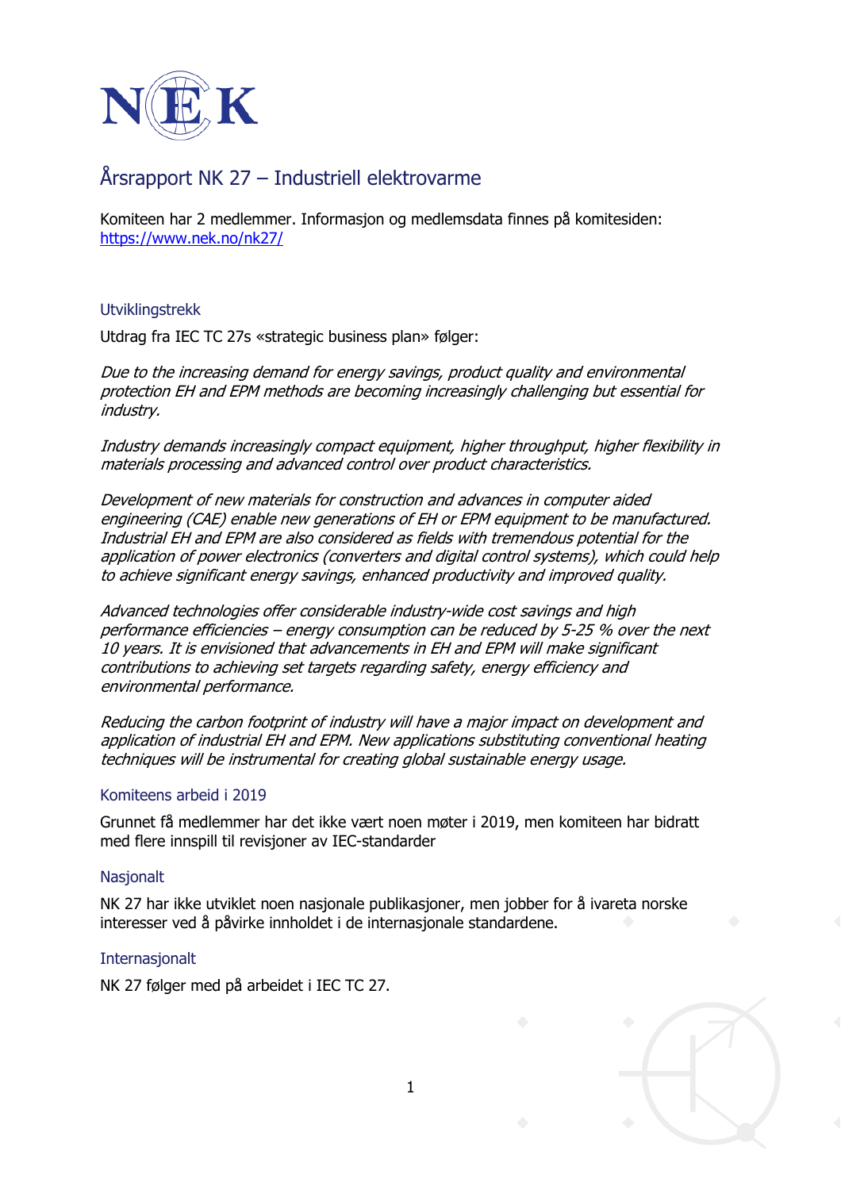# Årsrapport NK 27 – Industriell elektrovarme

Komiteen har 2 medlemmer. Informasjon og medlemsdata finnes på komitesiden: https://www.nek.no/nk27/

## Utviklingstrekk

Utdrag fra IEC TC 27s «strategic business plan» følger:

*Due to the increasing demand for energy savings, product quality and environmental protection EH and EPM methods are becoming increasingly challenging but essential for industry.*

*Industry demands increasingly compact equipment, higher throughput, higher flexibility in materials processing and advanced control over product characteristics.*

*Development of new materials for construction and advances in computer aided engineering (CAE) enable new generations of EH or EPM equipment to be manufactured. Industrial EH and EPM are also considered as fields with tremendous potential for the application of power electronics (converters and digital control systems), which could help to achieve significant energy savings, enhanced productivity and improved quality.*

*Advanced technologies offer considerable industry-wide cost savings and high performance efficiencies – energy consumption can be reduced by 5-25 % over the next 10 years. It is envisioned that advancements in EH and EPM will make significant contributions to achieving set targets regarding safety, energy efficiency and environmental performance.*

*Reducing the carbon footprint of industry will have a major impact on development and application of industrial EH and EPM. New applications substituting conventional heating techniques will be instrumental for creating global sustainable energy usage.*

## Komiteens arbeid i 2019

Grunnet få medlemmer har det ikke vært noen møter i 2019, men komiteen har bidratt med flere innspill til revisjoner av IEC-standarder

## Nasjonalt

NK 27 har ikke utviklet noen nasjonale publikasjoner, men jobber for å ivareta norske interesser ved å påvirke innholdet i de internasjonale standardene.

## Internasjonalt

NK 27 følger med på arbeidet i IEC TC 27.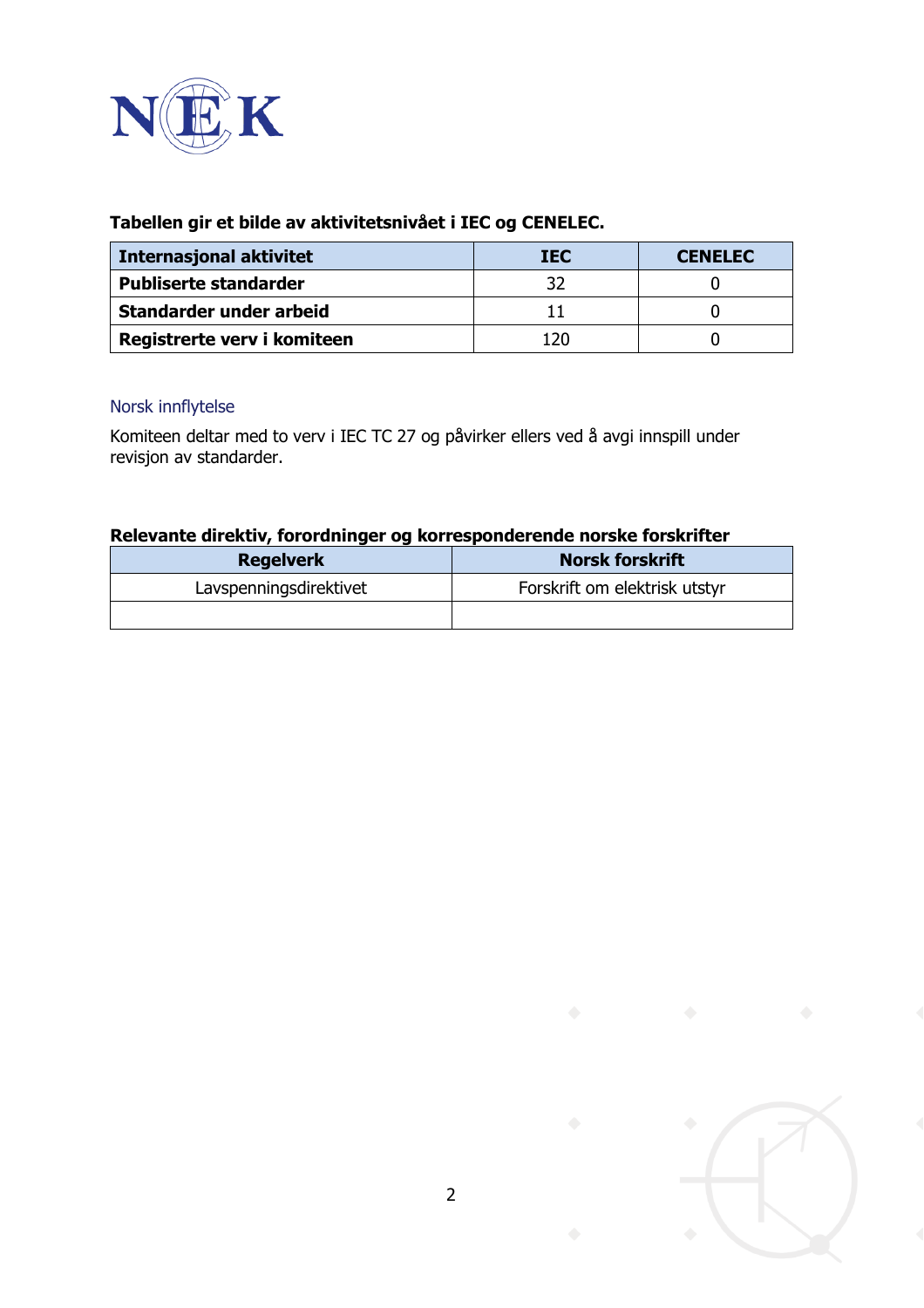**Tabellen gir et bilde av aktivitetsnivået i IEC og CENELEC.**

| Internasjonal aktivitet | IEC | CENELEC |
|---|---|---|
| **Publiserte standarder** | 32 | 0 |
| **Standarder under arbeid** | 11 | 0 |
| **Registrerte verv i komiteen** | 120 | 0 |

## Norsk innflytelse

Komiteen deltar med to verv i IEC TC 27 og påvirker ellers ved å avgi innspill under revisjon av standarder.

**Relevante direktiv, forordninger og korresponderende norske forskrifter**

| Regelverk | Norsk forskrift |
|---|---|
| Lavspenningsdirektivet | Forskrift om elektrisk utstyr |
| | |